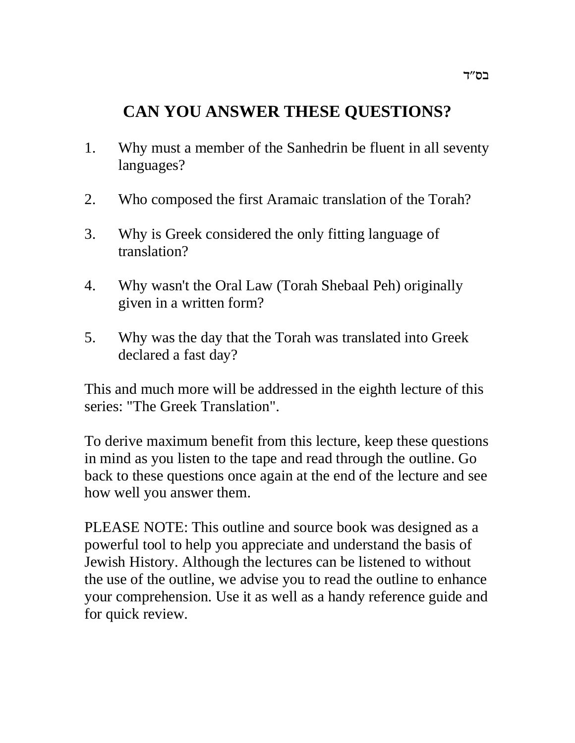בס"ד

# CAN YOU ANSWER THESE QUESTIONS?

1. Why must a member of the Sanhedrin be fluent in all seventy languages?

2. Who composed the first Aramaic translation of the Torah?

3. Why is Greek considered the only fitting language of translation?

4. Why wasn't the Oral Law (Torah Shebaal Peh) originally given in a written form?

5. Why was the day that the Torah was translated into Greek declared a fast day?

This and much more will be addressed in the eighth lecture of this series: "The Greek Translation".

To derive maximum benefit from this lecture, keep these questions in mind as you listen to the tape and read through the outline. Go back to these questions once again at the end of the lecture and see how well you answer them.

PLEASE NOTE: This outline and source book was designed as a powerful tool to help you appreciate and understand the basis of Jewish History. Although the lectures can be listened to without the use of the outline, we advise you to read the outline to enhance your comprehension. Use it as well as a handy reference guide and for quick review.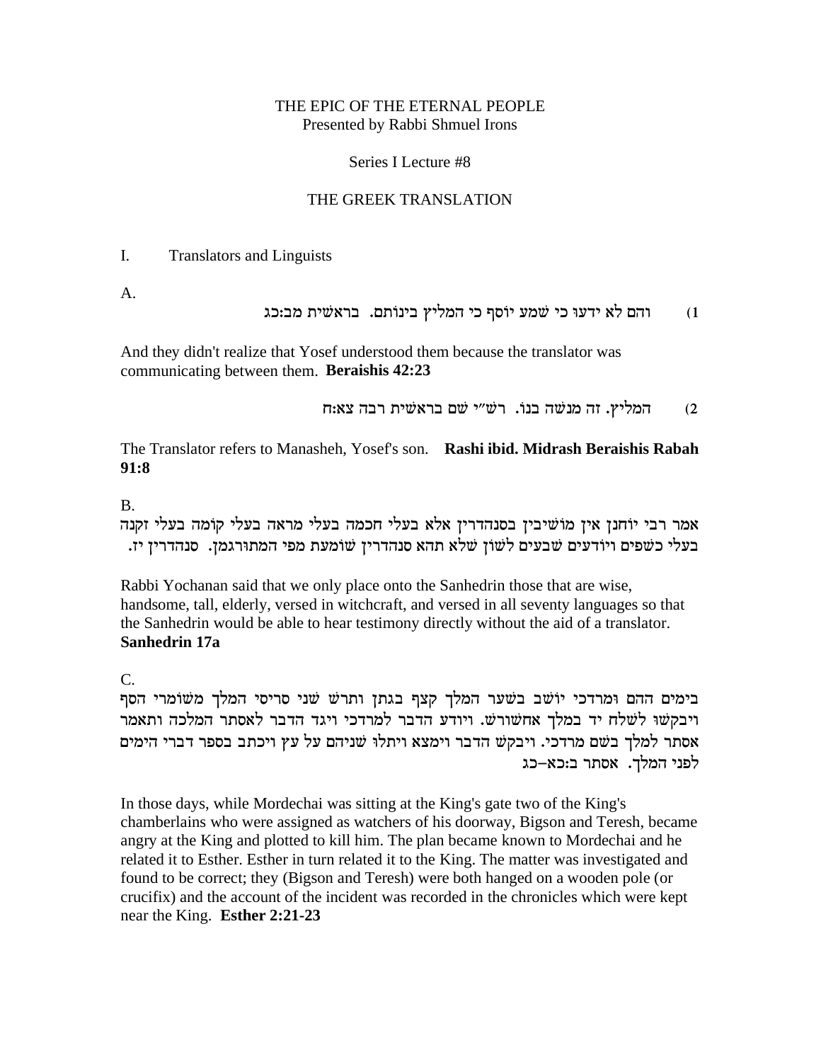THE EPIC OF THE ETERNAL PEOPLE
Presented by Rabbi Shmuel Irons

Series I Lecture #8

THE GREEK TRANSLATION

I. Translators and Linguists

A.

1) והם לא ידעו כי שמע יוסף כי המליץ בינותם. בראשית מב:כג

And they didn't realize that Yosef understood them because the translator was communicating between them. **Beraishis 42:23**

2) המליץ. זה מנשה בנו. רש"י שם בראשית רבה צא:ח

The Translator refers to Manasheh, Yosef's son. **Rashi ibid. Midrash Beraishis Rabah 91:8**

B.

אמר רבי יוחנן אין מושיבין בסנהדרין אלא בעלי חכמה בעלי מראה בעלי קומה בעלי זקנה בעלי כשפים ויודעים שבעים לשון שלא תהא סנהדרין שומעת מפי המתורגמן. סנהדרין יז.

Rabbi Yochanan said that we only place onto the Sanhedrin those that are wise, handsome, tall, elderly, versed in witchcraft, and versed in all seventy languages so that the Sanhedrin would be able to hear testimony directly without the aid of a translator. **Sanhedrin 17a**

C.

בימים ההם ומרדכי יושב בשער המלך קצף בגתן ותרש שני סריסי המלך משומרי הסף ויבקשו לשלח יד במלך אחשורש. ויודע הדבר למרדכי ויגד הדבר לאסתר המלכה ותאמר אסתר למלך בשם מרדכי. ויבקש הדבר וימצא ויתלו שניהם על עץ ויכתב בספר דברי הימים לפני המלך. אסתר ב:כא-כג

In those days, while Mordechai was sitting at the King's gate two of the King's chamberlains who were assigned as watchers of his doorway, Bigson and Teresh, became angry at the King and plotted to kill him. The plan became known to Mordechai and he related it to Esther. Esther in turn related it to the King. The matter was investigated and found to be correct; they (Bigson and Teresh) were both hanged on a wooden pole (or crucifix) and the account of the incident was recorded in the chronicles which were kept near the King. **Esther 2:21-23**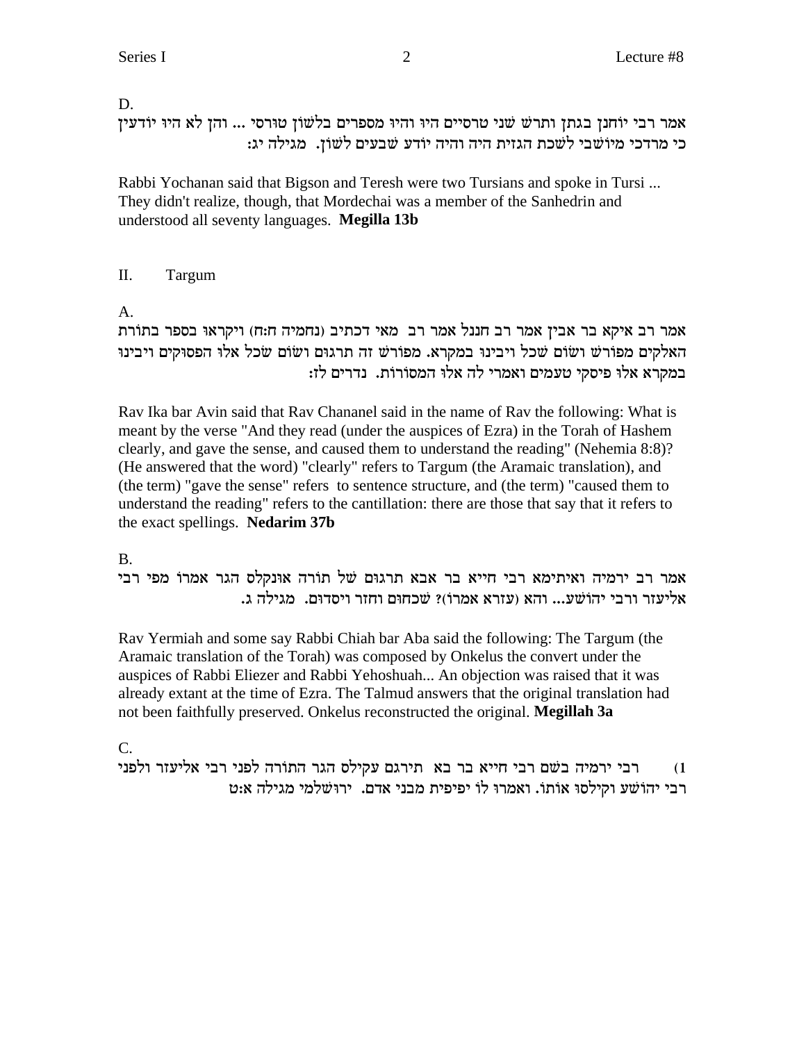D.

אמר רבי יוחנן בגתן ותרש שני טרסיים היו והיו מספרים בלשון טורסי ... והן לא היו יודעין כי מרדכי מיושבי לשכת הגזית היה והיה יודע שבעים לשון. מגילה יג:

Rabbi Yochanan said that Bigson and Teresh were two Tursians and spoke in Tursi ... They didn't realize, though, that Mordechai was a member of the Sanhedrin and understood all seventy languages. **Megilla 13b**

II. Targum

A.

אמר רב איקא בר אבין אמר רב חננל אמר רב מאי דכתיב (נחמיה ח:ח) ויקראו בספר בתורת האלקים מפורש ושום שכל ויבינו במקרא. מפורש זה תרגום ושום שכל אלו הפסוקים ויבינו במקרא אלו פיסקי טעמים ואמרי לה אלו המסורות. נדרים לז:

Rav Ika bar Avin said that Rav Chananel said in the name of Rav the following: What is meant by the verse "And they read (under the auspices of Ezra) in the Torah of Hashem clearly, and gave the sense, and caused them to understand the reading" (Nehemia 8:8)? (He answered that the word) "clearly" refers to Targum (the Aramaic translation), and (the term) "gave the sense" refers to sentence structure, and (the term) "caused them to understand the reading" refers to the cantillation: there are those that say that it refers to the exact spellings. **Nedarim 37b**

B.

אמר רב ירמיה ואיתימא רבי חייא בר אבא תרגום של תורה אונקלס הגר אמרו מפי רבי אליעזר ורבי יהושע... והא (עזרא אמרו)? שכחום וחזר ויסדום. מגילה ג.

Rav Yermiah and some say Rabbi Chiah bar Aba said the following: The Targum (the Aramaic translation of the Torah) was composed by Onkelus the convert under the auspices of Rabbi Eliezer and Rabbi Yehoshuah... An objection was raised that it was already extant at the time of Ezra. The Talmud answers that the original translation had not been faithfully preserved. Onkelus reconstructed the original. **Megillah 3a**

C.

1) רבי ירמיה בשם רבי חייא בר בא תירגם עקילס הגר התורה לפני רבי אליעזר ולפני רבי יהושע וקילסו אותו. ואמרו לו יפיפית מבני אדם. ירושלמי מגילה א:ט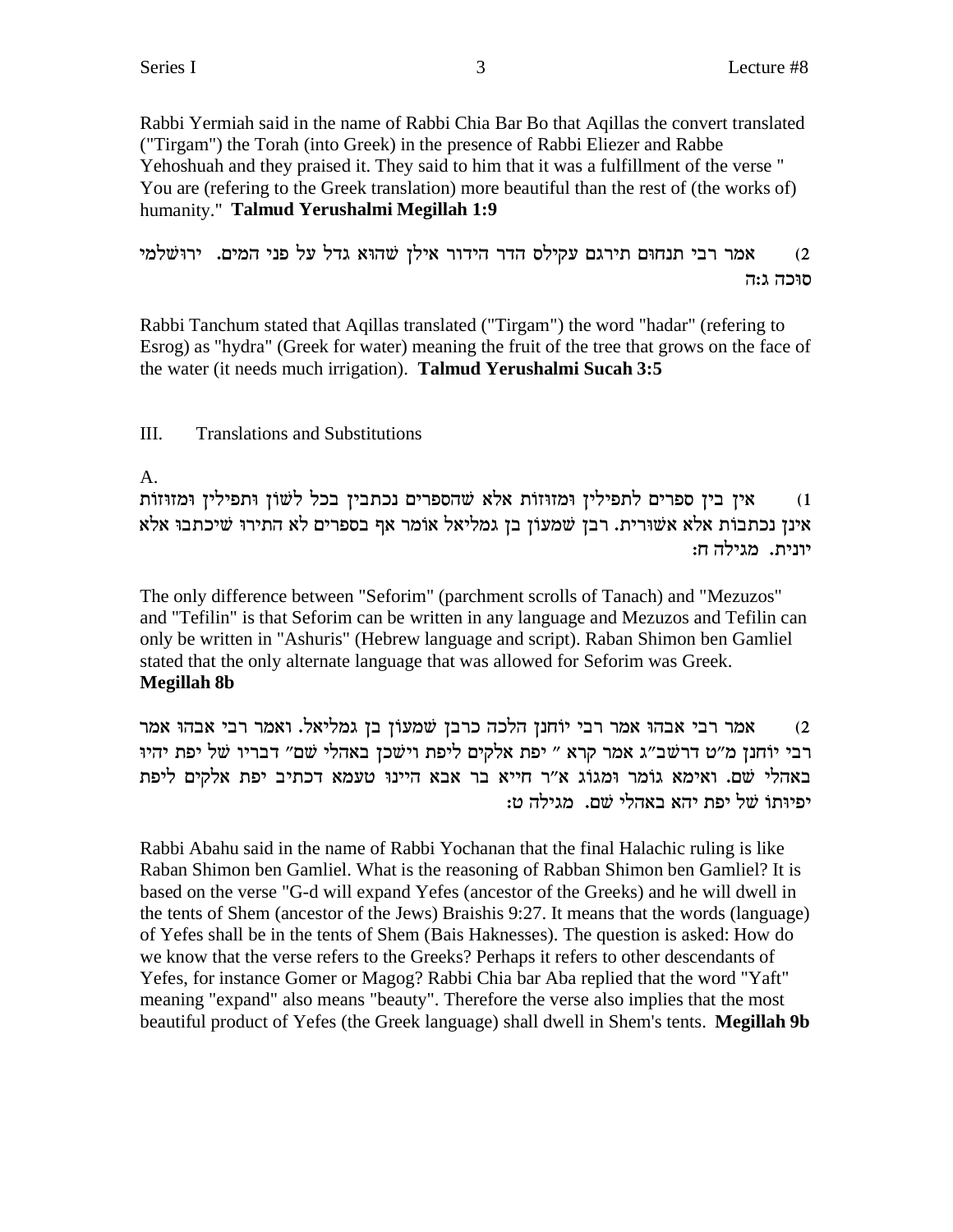Rabbi Yermiah said in the name of Rabbi Chia Bar Bo that Aqillas the convert translated ("Tirgam") the Torah (into Greek) in the presence of Rabbi Eliezer and Rabbe Yehoshuah and they praised it. They said to him that it was a fulfillment of the verse " You are (refering to the Greek translation) more beautiful than the rest of (the works of) humanity." **Talmud Yerushalmi Megillah 1:9**

2) אמר רבי תנחום תירגם עקילס הדר הידור אילן שהוא גדל על פני המים. ירושלמי סוכה ג:ה

Rabbi Tanchum stated that Aqillas translated ("Tirgam") the word "hadar" (refering to Esrog) as "hydra" (Greek for water) meaning the fruit of the tree that grows on the face of the water (it needs much irrigation). **Talmud Yerushalmi Sucah 3:5**

## III. Translations and Substitutions

A.

1) אין בין ספרים לתפילין ומזוזות אלא שהספרים נכתבין בכל לשון ותפילין ומזוזות אינן נכתבות אלא אשורית. רבן שמעון בן גמליאל אומר אף בספרים לא התירו שיכתבו אלא יונית. מגילה ח:

The only difference between "Seforim" (parchment scrolls of Tanach) and "Mezuzos" and "Tefilin" is that Seforim can be written in any language and Mezuzos and Tefilin can only be written in "Ashuris" (Hebrew language and script). Raban Shimon ben Gamliel stated that the only alternate language that was allowed for Seforim was Greek. **Megillah 8b**

2) אמר רבי אבהו אמר רבי יוחנן הלכה כרבן שמעון בן גמליאל. ואמר רבי אבהו אמר רבי יוחנן מ"ט דרשב"ג אמר קרא " יפת אלקים ליפת וישכן באהלי שם" דבריו של יפת יהיו באהלי שם. ואימא גומר ומגוג א"ר חייא בר אבא היינו טעמא דכתיב יפת אלקים ליפת יפיותו של יפת יהא באהלי שם. מגילה ט:

Rabbi Abahu said in the name of Rabbi Yochanan that the final Halachic ruling is like Raban Shimon ben Gamliel. What is the reasoning of Rabban Shimon ben Gamliel? It is based on the verse "G-d will expand Yefes (ancestor of the Greeks) and he will dwell in the tents of Shem (ancestor of the Jews) Braishis 9:27. It means that the words (language) of Yefes shall be in the tents of Shem (Bais Haknesses). The question is asked: How do we know that the verse refers to the Greeks? Perhaps it refers to other descendants of Yefes, for instance Gomer or Magog? Rabbi Chia bar Aba replied that the word "Yaft" meaning "expand" also means "beauty". Therefore the verse also implies that the most beautiful product of Yefes (the Greek language) shall dwell in Shem's tents. **Megillah 9b**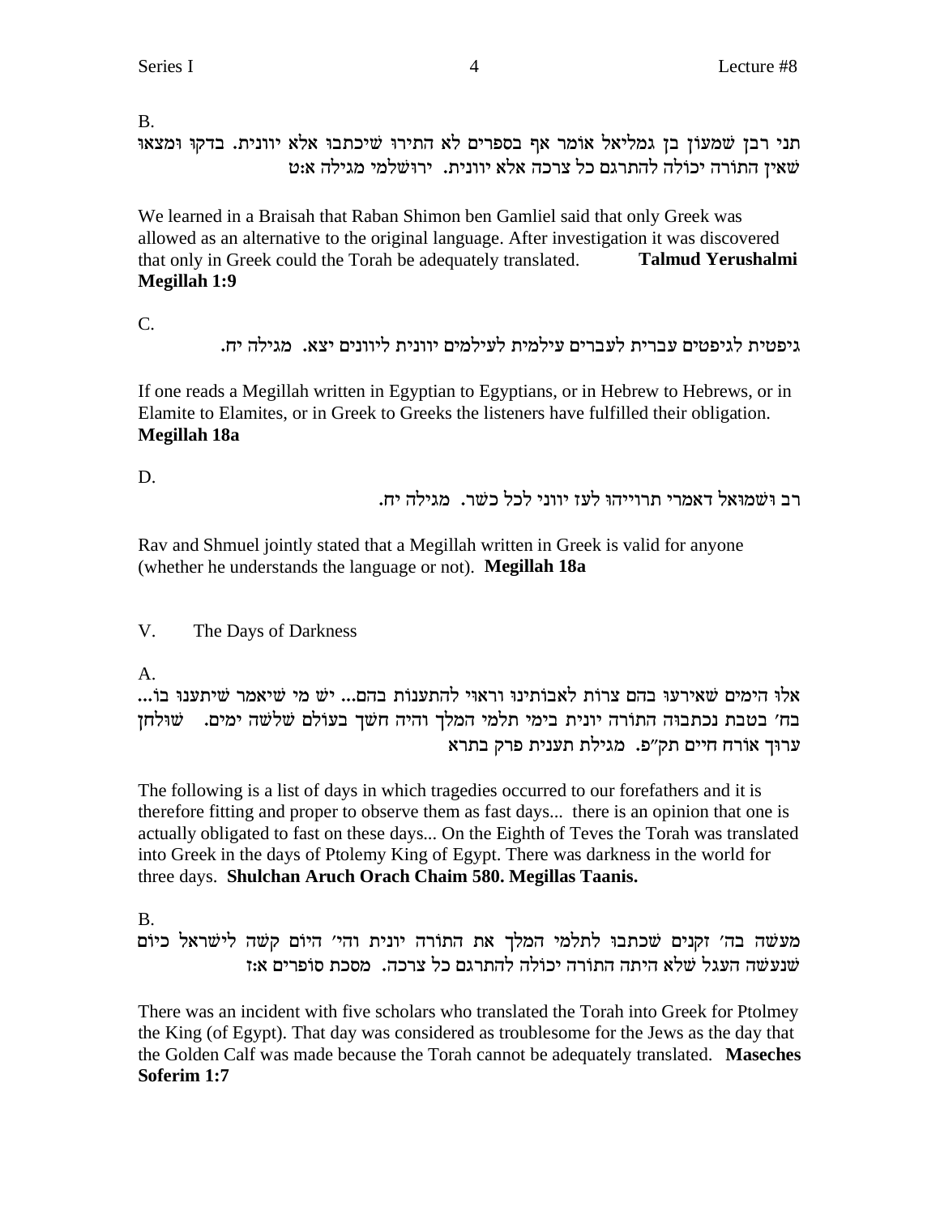B.

תני רבן שמעון בן גמליאל אומר אף בספרים לא התירו שיכתבו אלא יוונית. בדקו ומצאו שאין התורה יכולה להתרגם כל צרכה אלא יוונית. ירושלמי מגילה א:ט

We learned in a Braisah that Raban Shimon ben Gamliel said that only Greek was allowed as an alternative to the original language. After investigation it was discovered that only in Greek could the Torah be adequately translated. **Talmud Yerushalmi Megillah 1:9**

C.

גיפטית לגיפטים עברית לעברים עילמית לעילמים יוונית ליוונים יצא. מגילה יח.

If one reads a Megillah written in Egyptian to Egyptians, or in Hebrew to Hebrews, or in Elamite to Elamites, or in Greek to Greeks the listeners have fulfilled their obligation. **Megillah 18a**

D.

רב ושמואל דאמרי תרוייהו לעז יווני לכל כשר. מגילה יח.

Rav and Shmuel jointly stated that a Megillah written in Greek is valid for anyone (whether he understands the language or not). **Megillah 18a**

## V. The Days of Darkness

A.

אלו הימים שאירעו בהם צרות לאבותינו וראוי להתענות בהם... יש מי שיאמר שיתענו בו... בח' בטבת נכתבה התורה יונית בימי תלמי המלך והיה חשך בעולם שלשה ימים. שולחן ערוך אורח חיים תק"פ. מגילת תענית פרק בתרא

The following is a list of days in which tragedies occurred to our forefathers and it is therefore fitting and proper to observe them as fast days... there is an opinion that one is actually obligated to fast on these days... On the Eighth of Teves the Torah was translated into Greek in the days of Ptolemy King of Egypt. There was darkness in the world for three days. **Shulchan Aruch Orach Chaim 580. Megillas Taanis.**

B.

מעשה בה' זקנים שכתבו לתלמי המלך את התורה יונית והי' היום קשה לישראל כיום שנעשה העגל שלא היתה התורה יכולה להתרגם כל צרכה. מסכת סופרים א:ז

There was an incident with five scholars who translated the Torah into Greek for Ptolmey the King (of Egypt). That day was considered as troublesome for the Jews as the day that the Golden Calf was made because the Torah cannot be adequately translated. **Maseches Soferim 1:7**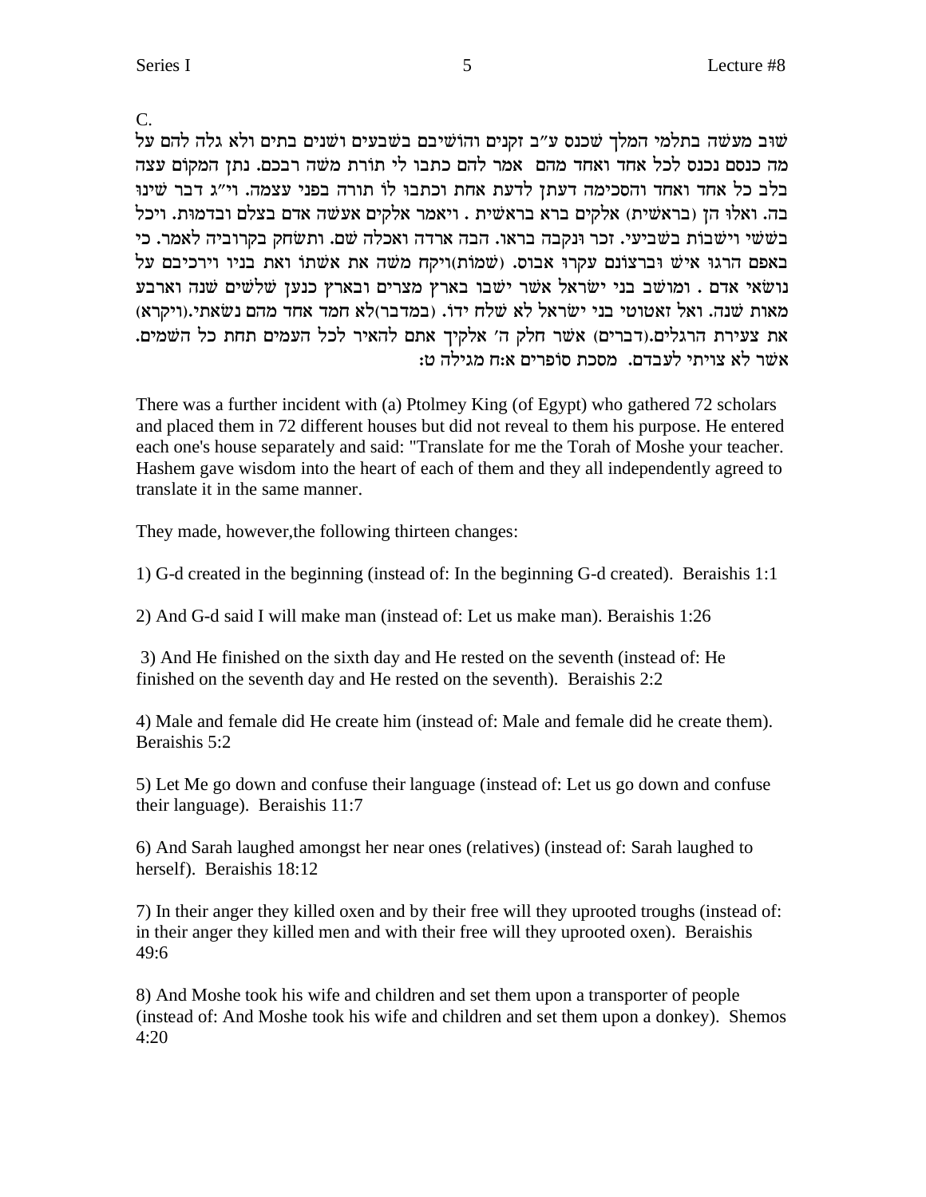C.

שוב מעשה בתלמי המלך שכנס ע״ב זקנים והושיבם בשבעים ושנים בתים ולא גלה להם על מה כנסם נכנס לכל אחד ואחד מהם אמר להם כתבו לי תורת משה רבכם. נתן המקום עצה בלב כל אחד ואחד והסכימה דעתן לדעת אחת וכתבו לו תורה בפני עצמה. וי״ג דבר שינו בה. ואלו הן (בראשית) אלקים ברא בראשית . ויאמר אלקים אעשה אדם בצלם ובדמות. ויכל בששי וישבות בשביעי. זכר ונקבה בראו. הבה ארדה ואבלה שם. ותשחק בקרוביה לאמר. כי באפם הרגו איש וברצונם עקרו אבוס. (שמות)ויקח משה את אשתו ואת בניו וירכיבם על נושאי אדם . ומושב בני ישראל אשר ישבו בארץ מצרים ובארץ כנען שלשים שנה וארבע מאות שנה. ואל זאטוטי בני ישראל לא שלח ידו. (במדבר)לא חמד אחד מהם נשאתי.(ויקרא) את צעירת הרגלים.(דברים) אשר חלק ה׳ אלקיך אתם להאיר לכל העמים תחת כל השמים. אשר לא צויתי לעבדם. מסכת סופרים א:ח מגילה ט:

There was a further incident with (a) Ptolmey King (of Egypt) who gathered 72 scholars and placed them in 72 different houses but did not reveal to them his purpose. He entered each one's house separately and said: "Translate for me the Torah of Moshe your teacher. Hashem gave wisdom into the heart of each of them and they all independently agreed to translate it in the same manner.

They made, however,the following thirteen changes:

1) G-d created in the beginning (instead of: In the beginning G-d created). Beraishis 1:1

2) And G-d said I will make man (instead of: Let us make man). Beraishis 1:26

3) And He finished on the sixth day and He rested on the seventh (instead of: He finished on the seventh day and He rested on the seventh). Beraishis 2:2

4) Male and female did He create him (instead of: Male and female did he create them). Beraishis 5:2

5) Let Me go down and confuse their language (instead of: Let us go down and confuse their language). Beraishis 11:7

6) And Sarah laughed amongst her near ones (relatives) (instead of: Sarah laughed to herself). Beraishis 18:12

7) In their anger they killed oxen and by their free will they uprooted troughs (instead of: in their anger they killed men and with their free will they uprooted oxen). Beraishis 49:6

8) And Moshe took his wife and children and set them upon a transporter of people (instead of: And Moshe took his wife and children and set them upon a donkey). Shemos 4:20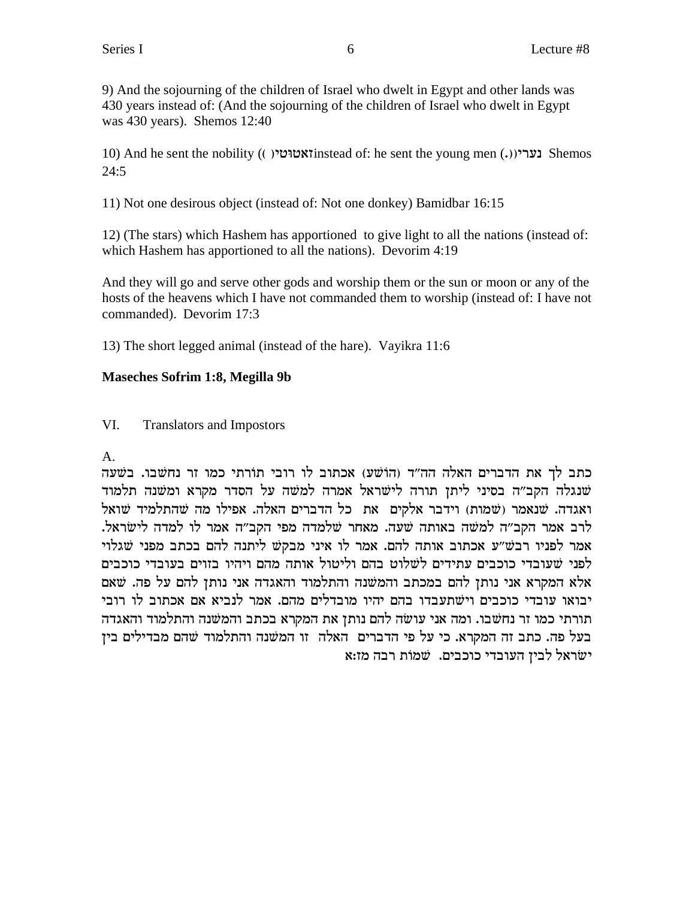9) And the sojourning of the children of Israel who dwelt in Egypt and other lands was 430 years instead of: (And the sojourning of the children of Israel who dwelt in Egypt was 430 years). Shemos 12:40

10) And he sent the nobility (( )זאטוטי instead of: he sent the young men (.))נערי Shemos 24:5

11) Not one desirous object (instead of: Not one donkey) Bamidbar 16:15

12) (The stars) which Hashem has apportioned to give light to all the nations (instead of: which Hashem has apportioned to all the nations). Devorim 4:19

And they will go and serve other gods and worship them or the sun or moon or any of the hosts of the heavens which I have not commanded them to worship (instead of: I have not commanded). Devorim 17:3

13) The short legged animal (instead of the hare). Vayikra 11:6

**Maseches Sofrim 1:8, Megilla 9b**

VI. Translators and Impostors

A.

כתב לך את הדברים האלה הה"ד (הושע) אכתוב לו רובי תורתי כמו זר נחשבו. בשעה שנגלה הקב"ה בסיני ליתן תורה לישראל אמרה למשה על הסדר מקרא ומשנה תלמוד ואגדה. שנאמר (שמות) וידבר אלקים את כל הדברים האלה. אפילו מה שהתלמיד שואל לרב אמר הקב"ה למשה באותה שעה. מאחר שלמדה מפי הקב"ה אמר לו למדה לישראל. אמר לפניו רבש"ע אכתוב אותה להם. אמר לו איני מבקש ליתנה להם בכתב מפני שגלוי לפני שעובדי כוכבים עתידים לשלוט בהם וליטול אותה מהם ויהיו בזוים בעובדי כוכבים אלא המקרא אני נותן להם במכתב והמשנה והתלמוד והאגדה אני נותן להם על פה. שאם יבואו עובדי כוכבים וישתעבדו בהם יהיו מובדלים מהם. אמר לנביא אם אכתוב לו רובי תורתי כמו זר נחשבו. ומה אני עושה להם נותן את המקרא בכתב והמשנה והתלמוד והאגדה בעל פה. כתב זה המקרא. כי על פי הדברים האלה זו המשנה והתלמוד שהם מבדילים בין ישראל לבין העובדי כוכבים. שמות רבה מז:א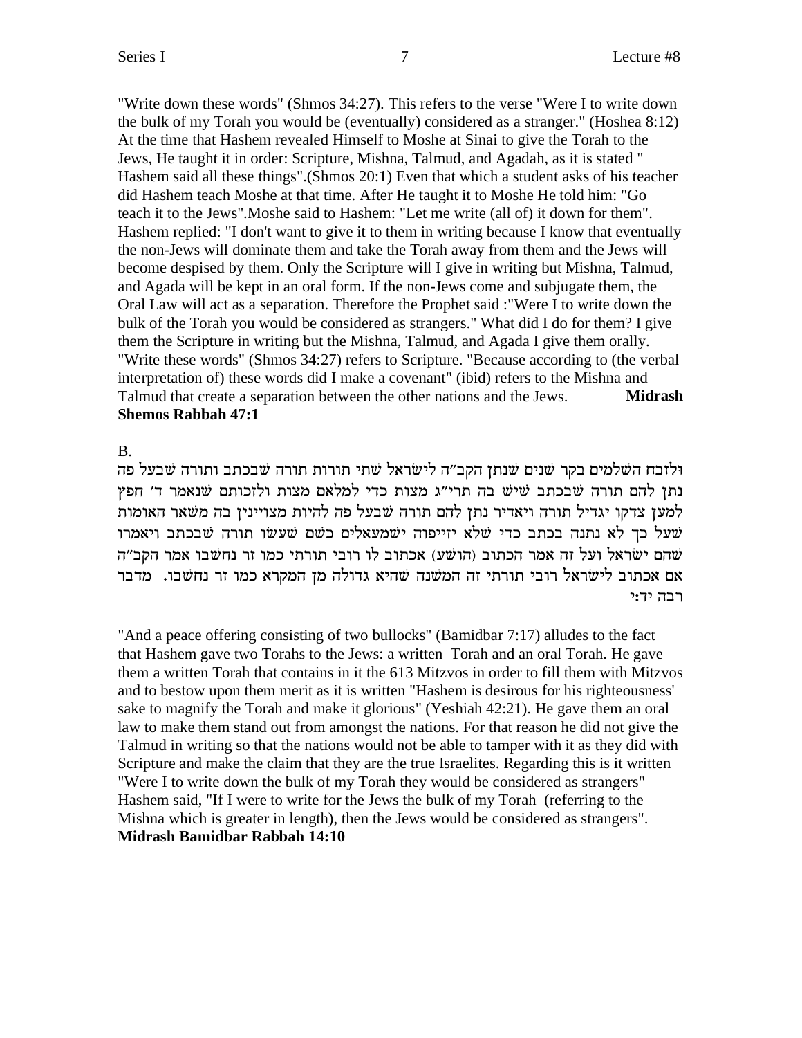"Write down these words" (Shmos 34:27). This refers to the verse "Were I to write down the bulk of my Torah you would be (eventually) considered as a stranger." (Hoshea 8:12) At the time that Hashem revealed Himself to Moshe at Sinai to give the Torah to the Jews, He taught it in order: Scripture, Mishna, Talmud, and Agadah, as it is stated " Hashem said all these things".(Shmos 20:1) Even that which a student asks of his teacher did Hashem teach Moshe at that time. After He taught it to Moshe He told him: "Go teach it to the Jews".Moshe said to Hashem: "Let me write (all of) it down for them". Hashem replied: "I don't want to give it to them in writing because I know that eventually the non-Jews will dominate them and take the Torah away from them and the Jews will become despised by them. Only the Scripture will I give in writing but Mishna, Talmud, and Agada will be kept in an oral form. If the non-Jews come and subjugate them, the Oral Law will act as a separation. Therefore the Prophet said :"Were I to write down the bulk of the Torah you would be considered as strangers." What did I do for them? I give them the Scripture in writing but the Mishna, Talmud, and Agada I give them orally. "Write these words" (Shmos 34:27) refers to Scripture. "Because according to (the verbal interpretation of) these words did I make a covenant" (ibid) refers to the Mishna and Talmud that create a separation between the other nations and the Jews. **Midrash Shemos Rabbah 47:1**

B.

ולזבח השלמים בקר שנים שנתן הקב"ה לישראל שתי תורות תורה שבכתב ותורה שבעל פה נתן להם תורה שבכתב שיש בה תרי"ג מצות כדי למלאם מצות ולזכותם שנאמר ד' חפץ למען צדקו יגדיל תורה ויאדיר נתן להם תורה שבעל פה להיות מצויינין בה משאר האומות שעל כך לא נתנה בכתב כדי שלא יזייפוה ישמעאלים כשם שעשו תורה שבכתב ויאמרו שהם ישראל ועל זה אמר הכתוב (הושע) אכתוב לו רובי תורתי כמו זר נחשבו אמר הקב"ה אם אכתוב לישראל רובי תורתי זה המשנה שהיא גדולה מן המקרא כמו זר נחשבו. מדבר רבה יד:י

"And a peace offering consisting of two bullocks" (Bamidbar 7:17) alludes to the fact that Hashem gave two Torahs to the Jews: a written Torah and an oral Torah. He gave them a written Torah that contains in it the 613 Mitzvos in order to fill them with Mitzvos and to bestow upon them merit as it is written "Hashem is desirous for his righteousness' sake to magnify the Torah and make it glorious" (Yeshiah 42:21). He gave them an oral law to make them stand out from amongst the nations. For that reason he did not give the Talmud in writing so that the nations would not be able to tamper with it as they did with Scripture and make the claim that they are the true Israelites. Regarding this is it written "Were I to write down the bulk of my Torah they would be considered as strangers" Hashem said, "If I were to write for the Jews the bulk of my Torah (referring to the Mishna which is greater in length), then the Jews would be considered as strangers". **Midrash Bamidbar Rabbah 14:10**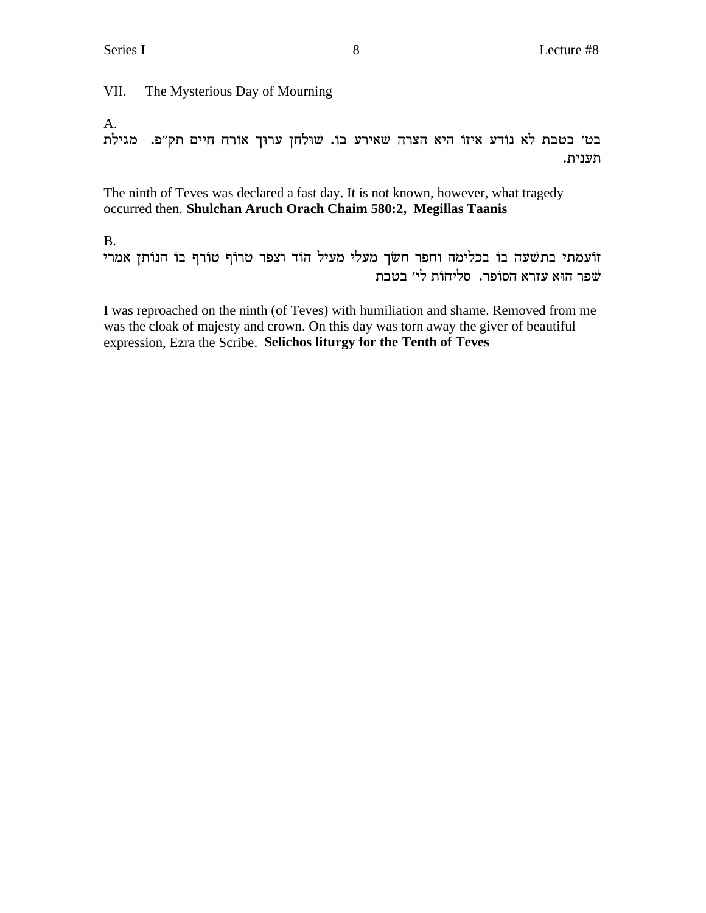VII. The Mysterious Day of Mourning

A.

בט׳ בטבת לא נודע איזו היא הצרה שאירע בו. שולחן ערוך אורח חיים תק״פ. מגילת תענית.

The ninth of Teves was declared a fast day. It is not known, however, what tragedy occurred then. **Shulchan Aruch Orach Chaim 580:2, Megillas Taanis**

B.

זועמתי בתשעה בו בכלימה וחפר חשך מעלי מעיל הוד וצפר טרוף טורף בו הנותן אמרי שפר הוא עזרא הסופר. סליחות לי׳ בטבת

I was reproached on the ninth (of Teves) with humiliation and shame. Removed from me was the cloak of majesty and crown. On this day was torn away the giver of beautiful expression, Ezra the Scribe. **Selichos liturgy for the Tenth of Teves**